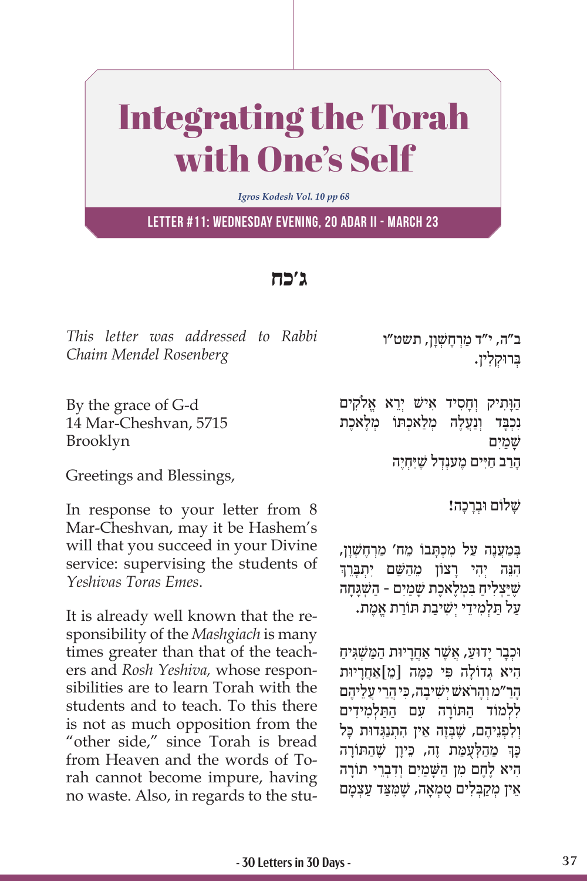# Integrating the Torah with One's Self

*Igros Kodesh Vol. 10 pp 68*

**LETTER #11: WEDNESDAY EVENING, 20 ADAR II - MARCH 23**

## ג׳כח

*This letter was addressed to Rabbi Chaim Mendel Rosenberg*

By the grace of G-d
14 Mar-Cheshvan, 5715
Brooklyn

Greetings and Blessings,

In response to your letter from 8 Mar-Cheshvan, may it be Hashem's will that you succeed in your Divine service: supervising the students of *Yeshivas Toras Emes*.

It is already well known that the responsibility of the *Mashgiach* is many times greater than that of the teachers and *Rosh Yeshiva,* whose responsibilities are to learn Torah with the students and to teach. To this there is not as much opposition from the "other side," since Torah is bread from Heaven and the words of Torah cannot become impure, having no waste. Also, in regards to the stu-

ב"ה, י"ד מַרְחֶשְׁוָן, תשט"ו
בְּרוּקְלִין.

הַוָּתִיק וְחָסִיד אִישׁ יְרֵא אֱלֹקִים נִכְבָּד וְנַעֲלֶה מְלַאכְתּוֹ מְלֶאכֶת שָׁמַיִם
הָרַב חַיִּים מֶענְדל שֶׁיִּחְיֶה

**שָׁלוֹם וּבְרָכָה!**

בְּמַעֲנֶה עַל מִכְתָּבוֹ מֵח׳ מַרְחֶשְׁוָן, הִנֵּה יְהִי רָצוֹן מֵהַשֵּׁם יִתְבָּרֵךְ שֶׁיַּצְלִיחַ בִּמְלֶאכֶת שָׁמַיִם - הַשְׁגָּחָה עַל תַּלְמִידֵי יְשִׁיבַת תּוֹרַת אֱמֶת.

וּכְבָר יָדוּעַ, אֲשֶׁר אַחֲרָיוּת הַמַּשְׁגִּיחַ הִיא גְדוֹלָה פִּי כַּמָּה [מֵ]אַחֲרָיוּת הָר"מ וְהָרֹאשׁ יְשִׁיבָה, כִּי הֲרֵי עֲלֵיהֶם לִלְמוֹד הַתּוֹרָה עִם הַתַּלְמִידִים וּלְפָנֵיהֶם, שֶׁבְּזֶה אֵין הִתְנַגְּדוּת כָּל כָּךְ מֵהַלְעֻמַּת זֶה, כֵּיוָן שֶׁהַתּוֹרָה הִיא לֶחֶם מִן הַשָּׁמַיִם וְדִבְרֵי תוֹרָה אֵין מְקַבְּלִים טֻמְאָה, שֶׁמִּצַּד עַצְמָם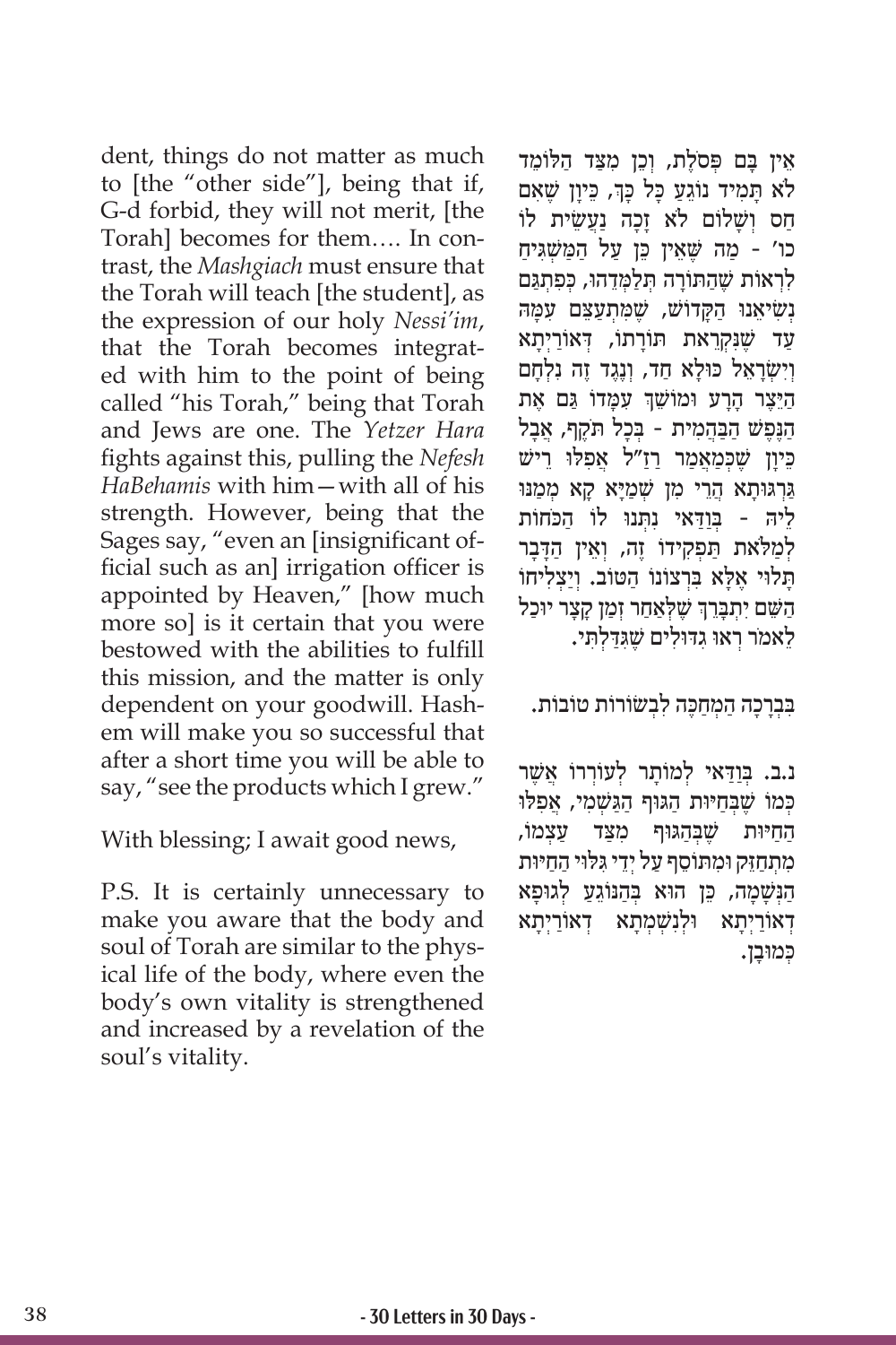dent, things do not matter as much to [the "other side"], being that if, G-d forbid, they will not merit, [the Torah] becomes for them…. In contrast, the *Mashgiach* must ensure that the Torah will teach [the student], as the expression of our holy *Nessi'im*, that the Torah becomes integrated with him to the point of being called "his Torah," being that Torah and Jews are one. The *Yetzer Hara* fights against this, pulling the *Nefesh HaBehamis* with him—with all of his strength. However, being that the Sages say, "even an [insignificant official such as an] irrigation officer is appointed by Heaven," [how much more so] is it certain that you were bestowed with the abilities to fulfill this mission, and the matter is only dependent on your goodwill. Hashem will make you so successful that after a short time you will be able to say, "see the products which I grew."

With blessing; I await good news,

P.S. It is certainly unnecessary to make you aware that the body and soul of Torah are similar to the physical life of the body, where even the body's own vitality is strengthened and increased by a revelation of the soul's vitality.

אֵין בָּם פְּסֹלֶת, וְכֵן מִצַּד הַלּוֹמֵד לֹא תָּמִיד נוֹגֵעַ כָּל כָּךְ, כֵּיוָן שֶׁאִם חַס וְשָׁלוֹם לֹא זָכָה נַעֲשֵׂית לוֹ כו' - מַה שֶּׁאֵין כֵּן עַל הַמַּשְׁגִּיחַ לִרְאוֹת שֶׁהַתּוֹרָה תְּלַמְּדֵהוּ, כְּפִתְגַּם נְשִׂיאֵנוּ הַקָּדוֹשׁ, שֶׁמִּתְעַצֵּם עִמָּהּ עַד שֶׁנִּקְרֵאת תּוֹרָתוֹ, דְּאוֹרַיְתָא וְיִשְׂרָאֵל כּוּלָּא חַד, וְנֶגֶד זֶה נִלְחָם הַיֵּצֶר הָרָע וּמוֹשֵׁךְ עִמּוֹ גַּם אֶת הַנֶּפֶשׁ הַבַּהֲמִית - בְּכָל תֹּקֶף, אֲבָל כֵּיוָן שֶׁכְּמַאֲמַר רַזַ"ל אֲפִלּוּ רֵישׁ גַּרְגּוּתָא הֲרֵי מִן שְׁמַיָּא קָא מְמַנּוּ לֵיהּ - בְּוַדַּאי נִתְּנוּ לוֹ הַכֹּחוֹת לְמַלֹּאת תַּפְקִידוֹ זֶה, וְאֵין הַדָּבָר תָּלוּי אֶלָּא בִּרְצוֹנוֹ הַטּוֹב. וְיַצְלִיחוֹ הַשֵּׁם יִתְבָּרֵךְ שֶׁלְּאַחַר זְמַן קָצָר יוּכַל לֵאמֹר רְאוּ גִּדּוּלִים שֶׁגִּדַּלְתִּי.

בִּבְרָכָה הַמְחַכֶּה לִבְשׂוֹרוֹת טוֹבוֹת.

נ.ב. בְּוַדַּאי לְמוֹתָר לְעוֹרְרוֹ אֲשֶׁר כְּמוֹ שֶׁבְּחַיּוּת הַגּוּף הַגַּשְׁמִי, אֲפִלּוּ הַחַיּוּת שֶׁבְּהַגּוּף מִצַּד עַצְמוֹ, מִתְחַזֵּק וּמִתּוֹסֵף עַל יְדֵי גִּלּוּי הַחַיּוּת הַנְּשָׁמָה, כֵּן הוּא בְּהַנּוֹגֵעַ לְגוּפָא דְּאוֹרַיְתָא וּלְנִשְׁמְתָא דְּאוֹרַיְתָא כְּמוּבָן.